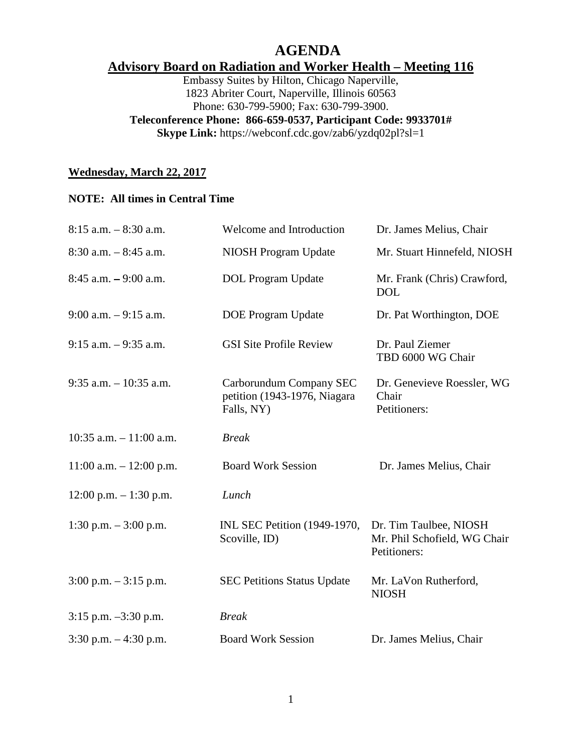# AGENDA

## Advisory Board on Radiation and Worker Health – Meeting 116

Embassy Suites by Hilton, Chicago Naperville,
1823 Abriter Court, Naperville, Illinois 60563
Phone: 630-799-5900; Fax: 630-799-3900.
**Teleconference Phone: 866-659-0537, Participant Code: 9933701#**
**Skype Link:** https://webconf.cdc.gov/zab6/yzdq02pl?sl=1

**Wednesday, March 22, 2017**

**NOTE: All times in Central Time**

| | | |
|---|---|---|
| 8:15 a.m. – 8:30 a.m. | Welcome and Introduction | Dr. James Melius, Chair |
| 8:30 a.m. – 8:45 a.m. | NIOSH Program Update | Mr. Stuart Hinnefeld, NIOSH |
| 8:45 a.m. – 9:00 a.m. | DOL Program Update | Mr. Frank (Chris) Crawford, DOL |
| 9:00 a.m. – 9:15 a.m. | DOE Program Update | Dr. Pat Worthington, DOE |
| 9:15 a.m. – 9:35 a.m. | GSI Site Profile Review | Dr. Paul Ziemer<br>TBD 6000 WG Chair |
| 9:35 a.m. – 10:35 a.m. | Carborundum Company SEC petition (1943-1976, Niagara Falls, NY) | Dr. Genevieve Roessler, WG Chair<br>Petitioners: |
| 10:35 a.m. – 11:00 a.m. | *Break* | |
| 11:00 a.m. – 12:00 p.m. | Board Work Session | Dr. James Melius, Chair |
| 12:00 p.m. – 1:30 p.m. | *Lunch* | |
| 1:30 p.m. – 3:00 p.m. | INL SEC Petition (1949-1970, Scoville, ID) | Dr. Tim Taulbee, NIOSH<br>Mr. Phil Schofield, WG Chair<br>Petitioners: |
| 3:00 p.m. – 3:15 p.m. | SEC Petitions Status Update | Mr. LaVon Rutherford, NIOSH |
| 3:15 p.m. –3:30 p.m. | *Break* | |
| 3:30 p.m. – 4:30 p.m. | Board Work Session | Dr. James Melius, Chair |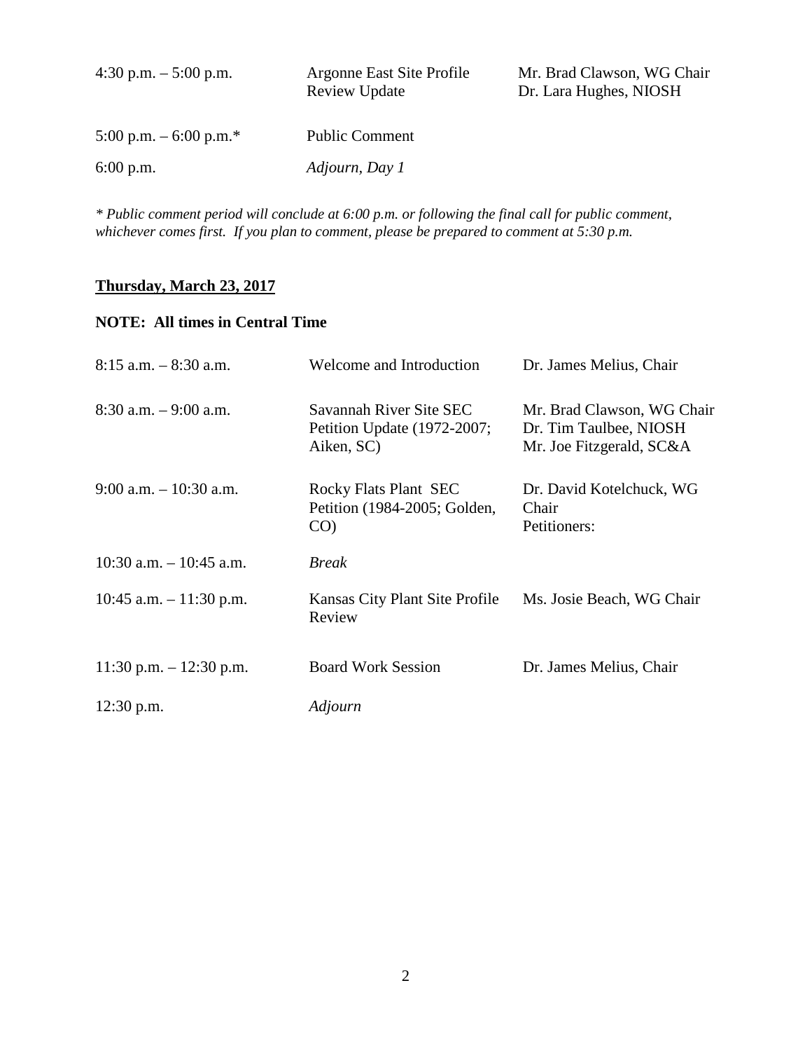| | | |
|---|---|---|
| 4:30 p.m. – 5:00 p.m. | Argonne East Site Profile Review Update | Mr. Brad Clawson, WG Chair<br>Dr. Lara Hughes, NIOSH |
| 5:00 p.m. – 6:00 p.m.* | Public Comment | |
| 6:00 p.m. | *Adjourn, Day 1* | |

*\* Public comment period will conclude at 6:00 p.m. or following the final call for public comment, whichever comes first. If you plan to comment, please be prepared to comment at 5:30 p.m.*

**Thursday, March 23, 2017**

**NOTE: All times in Central Time**

| | | |
|---|---|---|
| 8:15 a.m. – 8:30 a.m. | Welcome and Introduction | Dr. James Melius, Chair |
| 8:30 a.m. – 9:00 a.m. | Savannah River Site SEC Petition Update (1972-2007; Aiken, SC) | Mr. Brad Clawson, WG Chair<br>Dr. Tim Taulbee, NIOSH<br>Mr. Joe Fitzgerald, SC&A |
| 9:00 a.m. – 10:30 a.m. | Rocky Flats Plant SEC Petition (1984-2005; Golden, CO) | Dr. David Kotelchuck, WG Chair<br>Petitioners: |
| 10:30 a.m. – 10:45 a.m. | *Break* | |
| 10:45 a.m. – 11:30 p.m. | Kansas City Plant Site Profile Review | Ms. Josie Beach, WG Chair |
| 11:30 p.m. – 12:30 p.m. | Board Work Session | Dr. James Melius, Chair |
| 12:30 p.m. | *Adjourn* | |